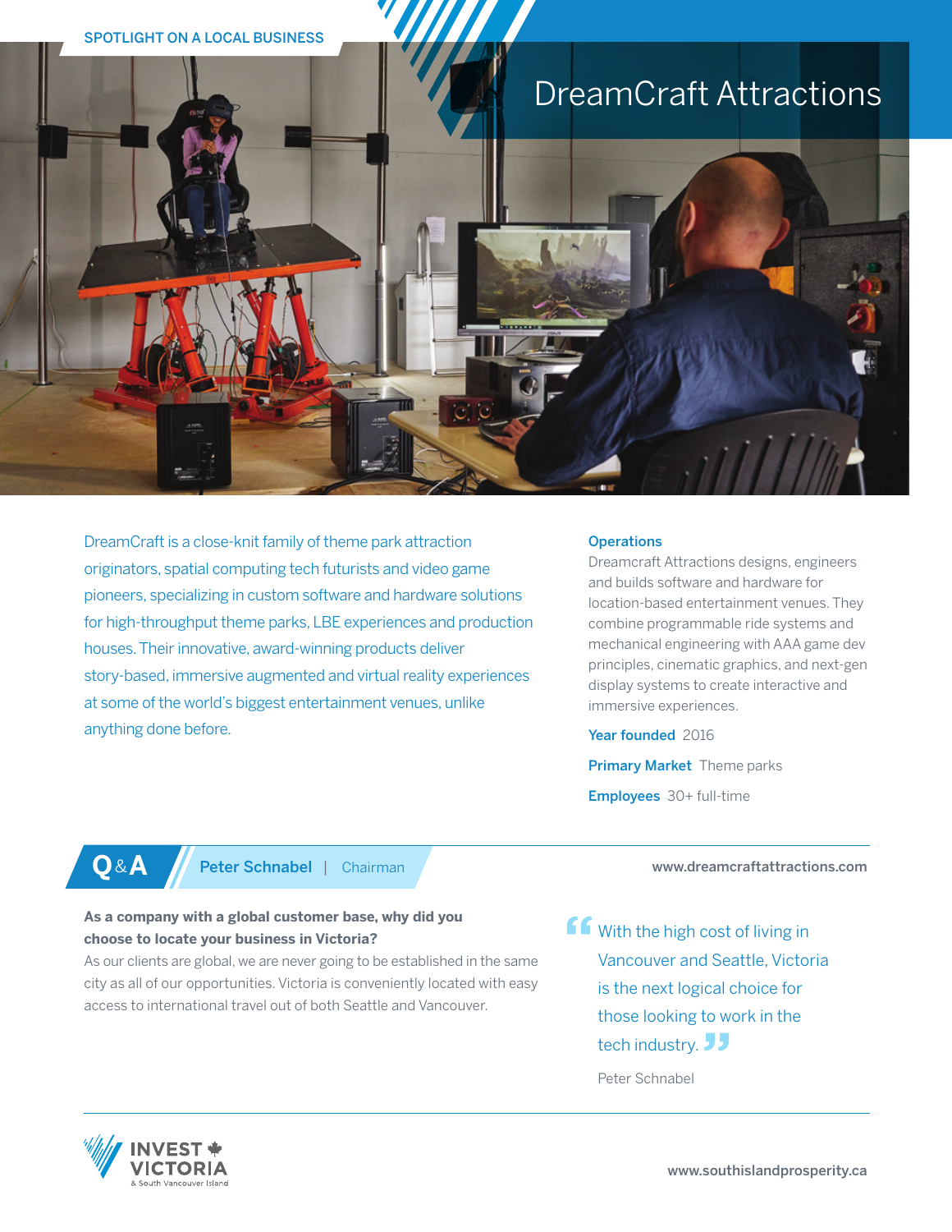SPOTLIGHT ON A LOCAL BUSINESS

# DreamCraft Attractions

DreamCraft is a close-knit family of theme park attraction originators, spatial computing tech futurists and video game pioneers, specializing in custom software and hardware solutions for high-throughput theme parks, LBE experiences and production houses. Their innovative, award-winning products deliver story-based, immersive augmented and virtual reality experiences at some of the world's biggest entertainment venues, unlike anything done before.

**Operations**
Dreamcraft Attractions designs, engineers and builds software and hardware for location-based entertainment venues. They combine programmable ride systems and mechanical engineering with AAA game dev principles, cinematic graphics, and next-gen display systems to create interactive and immersive experiences.

**Year founded** 2016

**Primary Market** Theme parks

**Employees** 30+ full-time

## Q&A — Peter Schnabel | Chairman

www.dreamcraftattractions.com

**As a company with a global customer base, why did you choose to locate your business in Victoria?**
As our clients are global, we are never going to be established in the same city as all of our opportunities. Victoria is conveniently located with easy access to international travel out of both Seattle and Vancouver.

> "With the high cost of living in Vancouver and Seattle, Victoria is the next logical choice for those looking to work in the tech industry."
>
> Peter Schnabel

INVEST VICTORIA & South Vancouver Island

www.southislandprosperity.ca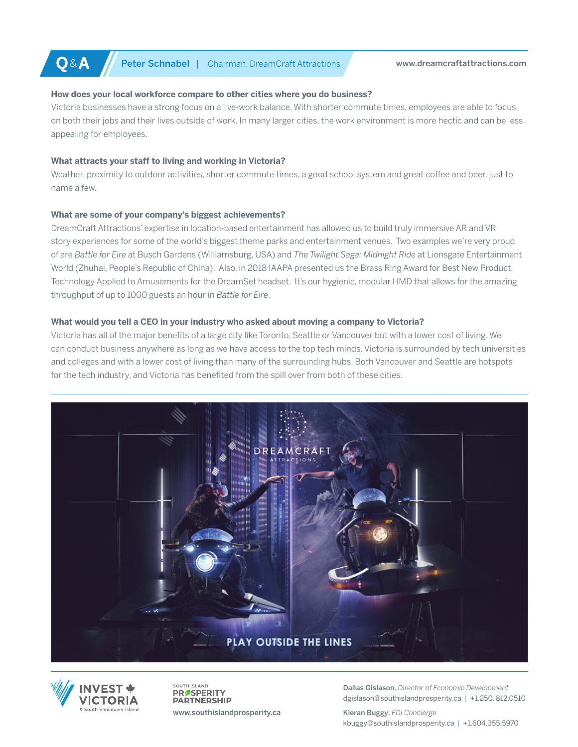# Q&A | Peter Schnabel | Chairman, DreamCraft Attractions

www.dreamcraftattractions.com

**How does your local workforce compare to other cities where you do business?**

Victoria businesses have a strong focus on a live-work balance. With shorter commute times, employees are able to focus on both their jobs and their lives outside of work. In many larger cities, the work environment is more hectic and can be less appealing for employees.

**What attracts your staff to living and working in Victoria?**

Weather, proximity to outdoor activities, shorter commute times, a good school system and great coffee and beer, just to name a few.

**What are some of your company's biggest achievements?**

DreamCraft Attractions' expertise in location-based entertainment has allowed us to build truly immersive AR and VR story experiences for some of the world's biggest theme parks and entertainment venues. Two examples we're very proud of are *Battle for Eire* at Busch Gardens (Williamsburg, USA) and *The Twilight Saga: Midnight Ride* at Lionsgate Entertainment World (Zhuhai, People's Republic of China). Also, in 2018 IAAPA presented us the Brass Ring Award for Best New Product, Technology Applied to Amusements for the DreamSet headset. It's our hygienic, modular HMD that allows for the amazing throughput of up to 1000 guests an hour in *Battle for Eire*.

**What would you tell a CEO in your industry who asked about moving a company to Victoria?**

Victoria has all of the major benefits of a large city like Toronto, Seattle or Vancouver but with a lower cost of living. We can conduct business anywhere as long as we have access to the top tech minds. Victoria is surrounded by tech universities and colleges and with a lower cost of living than many of the surrounding hubs. Both Vancouver and Seattle are hotspots for the tech industry, and Victoria has benefited from the spill over from both of these cities.

INVEST VICTORIA & South Vancouver Island

SOUTH ISLAND PROSPERITY PARTNERSHIP
www.southislandprosperity.ca

**Dallas Gislason**, *Director of Economic Development*
dgislason@southislandprosperity.ca | +1.250. 812.0510

**Kieran Buggy**, *FDI Concierge*
kbuggy@southislandprosperity.ca | +1.604.355.5970